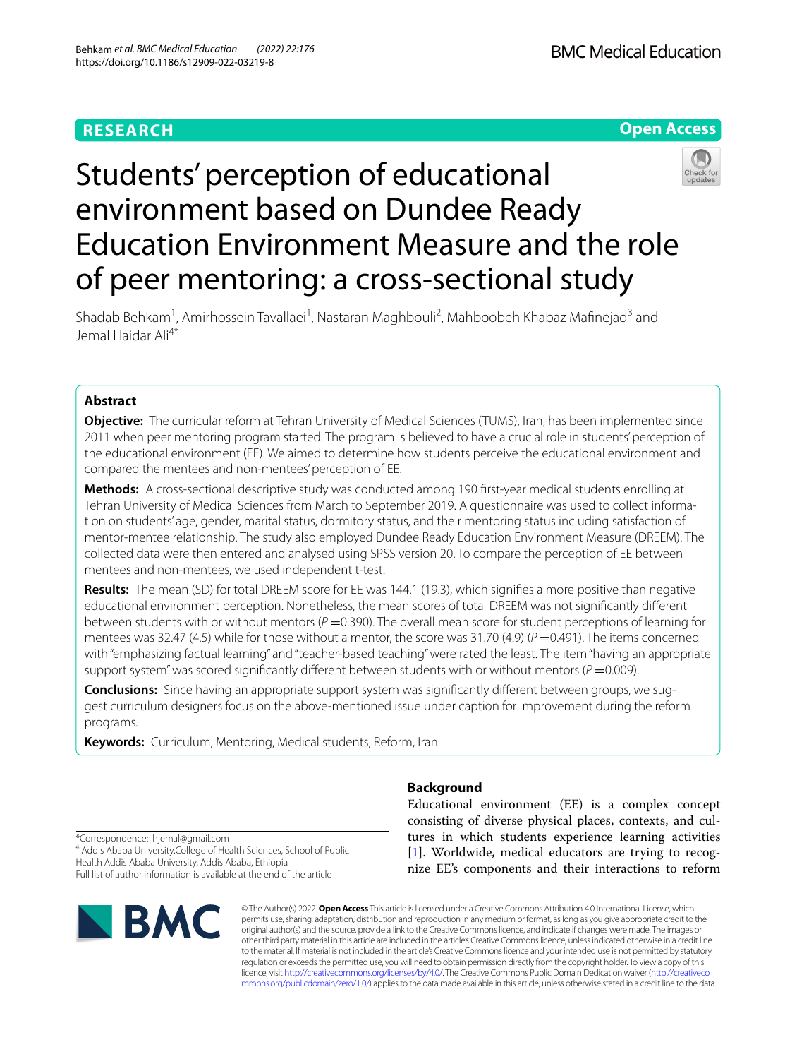RESEARCH

Open Access

# Students' perception of educational environment based on Dundee Ready Education Environment Measure and the role of peer mentoring: a cross-sectional study

Shadab Behkam[1], Amirhossein Tavallaei[1], Nastaran Maghbouli[2], Mahboobeh Khabaz Mafinejad[3] and Jemal Haidar Ali[4*]

## Abstract

**Objective:** The curricular reform at Tehran University of Medical Sciences (TUMS), Iran, has been implemented since 2011 when peer mentoring program started. The program is believed to have a crucial role in students' perception of the educational environment (EE). We aimed to determine how students perceive the educational environment and compared the mentees and non-mentees' perception of EE.

**Methods:** A cross-sectional descriptive study was conducted among 190 first-year medical students enrolling at Tehran University of Medical Sciences from March to September 2019. A questionnaire was used to collect information on students' age, gender, marital status, dormitory status, and their mentoring status including satisfaction of mentor-mentee relationship. The study also employed Dundee Ready Education Environment Measure (DREEM). The collected data were then entered and analysed using SPSS version 20. To compare the perception of EE between mentees and non-mentees, we used independent t-test.

**Results:** The mean (SD) for total DREEM score for EE was 144.1 (19.3), which signifies a more positive than negative educational environment perception. Nonetheless, the mean scores of total DREEM was not significantly different between students with or without mentors ($P = 0.390$). The overall mean score for student perceptions of learning for mentees was 32.47 (4.5) while for those without a mentor, the score was 31.70 (4.9) ($P = 0.491$). The items concerned with "emphasizing factual learning" and "teacher-based teaching" were rated the least. The item "having an appropriate support system" was scored significantly different between students with or without mentors ($P = 0.009$).

**Conclusions:** Since having an appropriate support system was significantly different between groups, we suggest curriculum designers focus on the above-mentioned issue under caption for improvement during the reform programs.

**Keywords:** Curriculum, Mentoring, Medical students, Reform, Iran

## Background

Educational environment (EE) is a complex concept consisting of diverse physical places, contexts, and cultures in which students experience learning activities [1]. Worldwide, medical educators are trying to recognize EE's components and their interactions to reform

*Correspondence: hjemal@gmail.com
[4] Addis Ababa University,College of Health Sciences, School of Public Health Addis Ababa University, Addis Ababa, Ethiopia
Full list of author information is available at the end of the article

© The Author(s) 2022. **Open Access** This article is licensed under a Creative Commons Attribution 4.0 International License, which permits use, sharing, adaptation, distribution and reproduction in any medium or format, as long as you give appropriate credit to the original author(s) and the source, provide a link to the Creative Commons licence, and indicate if changes were made. The images or other third party material in this article are included in the article's Creative Commons licence, unless indicated otherwise in a credit line to the material. If material is not included in the article's Creative Commons licence and your intended use is not permitted by statutory regulation or exceeds the permitted use, you will need to obtain permission directly from the copyright holder. To view a copy of this licence, visit http://creativecommons.org/licenses/by/4.0/. The Creative Commons Public Domain Dedication waiver (http://creativecommons.org/publicdomain/zero/1.0/) applies to the data made available in this article, unless otherwise stated in a credit line to the data.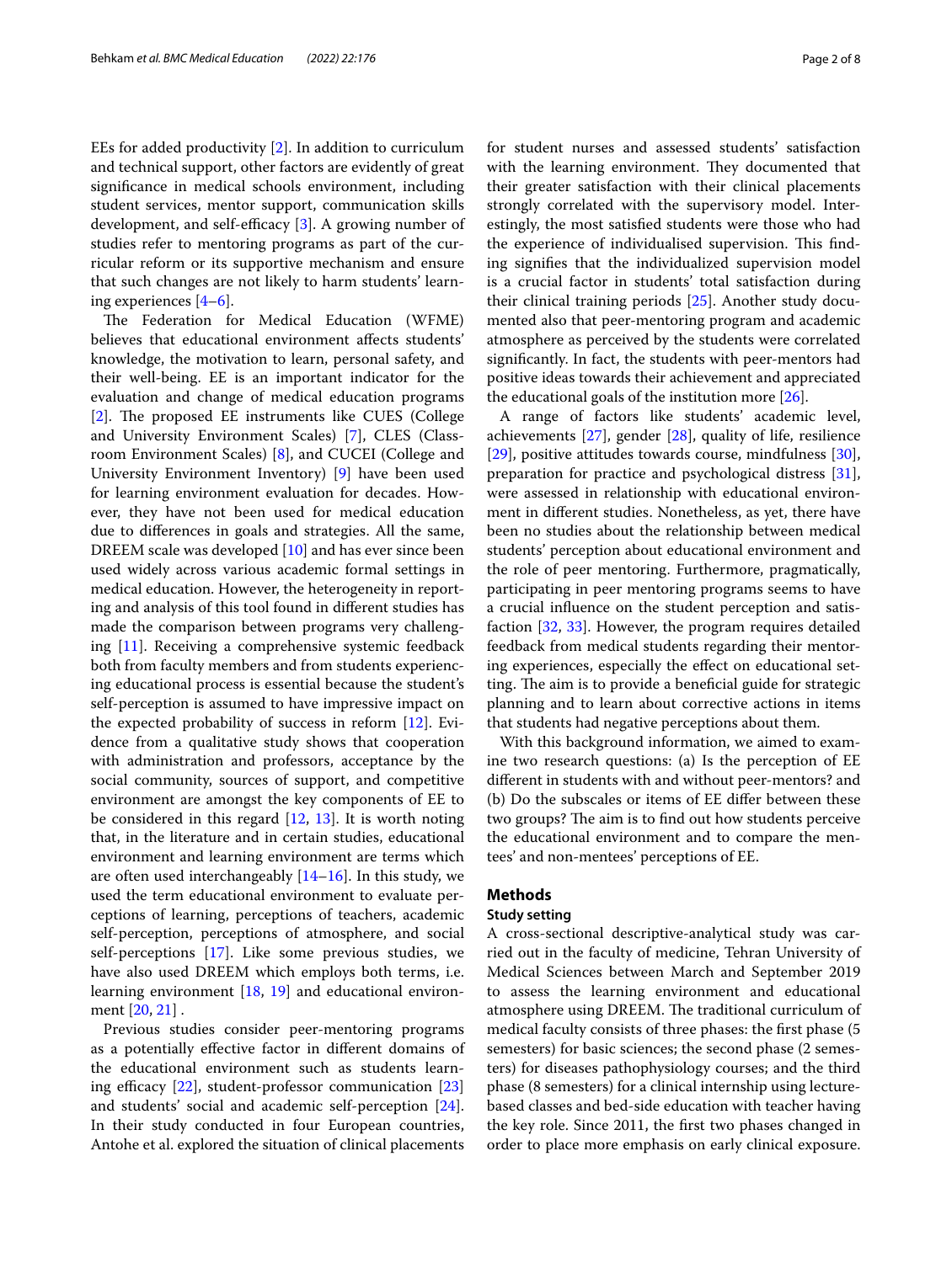EEs for added productivity [2]. In addition to curriculum and technical support, other factors are evidently of great significance in medical schools environment, including student services, mentor support, communication skills development, and self-efficacy [3]. A growing number of studies refer to mentoring programs as part of the curricular reform or its supportive mechanism and ensure that such changes are not likely to harm students' learning experiences [4–6].

The Federation for Medical Education (WFME) believes that educational environment affects students' knowledge, the motivation to learn, personal safety, and their well-being. EE is an important indicator for the evaluation and change of medical education programs [2]. The proposed EE instruments like CUES (College and University Environment Scales) [7], CLES (Classroom Environment Scales) [8], and CUCEI (College and University Environment Inventory) [9] have been used for learning environment evaluation for decades. However, they have not been used for medical education due to differences in goals and strategies. All the same, DREEM scale was developed [10] and has ever since been used widely across various academic formal settings in medical education. However, the heterogeneity in reporting and analysis of this tool found in different studies has made the comparison between programs very challenging [11]. Receiving a comprehensive systemic feedback both from faculty members and from students experiencing educational process is essential because the student's self-perception is assumed to have impressive impact on the expected probability of success in reform [12]. Evidence from a qualitative study shows that cooperation with administration and professors, acceptance by the social community, sources of support, and competitive environment are amongst the key components of EE to be considered in this regard [12, 13]. It is worth noting that, in the literature and in certain studies, educational environment and learning environment are terms which are often used interchangeably [14–16]. In this study, we used the term educational environment to evaluate perceptions of learning, perceptions of teachers, academic self-perception, perceptions of atmosphere, and social self-perceptions [17]. Like some previous studies, we have also used DREEM which employs both terms, i.e. learning environment [18, 19] and educational environment [20, 21] .

Previous studies consider peer-mentoring programs as a potentially effective factor in different domains of the educational environment such as students learning efficacy [22], student-professor communication [23] and students' social and academic self-perception [24]. In their study conducted in four European countries, Antohe et al. explored the situation of clinical placements for student nurses and assessed students' satisfaction with the learning environment. They documented that their greater satisfaction with their clinical placements strongly correlated with the supervisory model. Interestingly, the most satisfied students were those who had the experience of individualised supervision. This finding signifies that the individualized supervision model is a crucial factor in students' total satisfaction during their clinical training periods [25]. Another study documented also that peer-mentoring program and academic atmosphere as perceived by the students were correlated significantly. In fact, the students with peer-mentors had positive ideas towards their achievement and appreciated the educational goals of the institution more [26].

A range of factors like students' academic level, achievements [27], gender [28], quality of life, resilience [29], positive attitudes towards course, mindfulness [30], preparation for practice and psychological distress [31], were assessed in relationship with educational environment in different studies. Nonetheless, as yet, there have been no studies about the relationship between medical students' perception about educational environment and the role of peer mentoring. Furthermore, pragmatically, participating in peer mentoring programs seems to have a crucial influence on the student perception and satisfaction [32, 33]. However, the program requires detailed feedback from medical students regarding their mentoring experiences, especially the effect on educational setting. The aim is to provide a beneficial guide for strategic planning and to learn about corrective actions in items that students had negative perceptions about them.

With this background information, we aimed to examine two research questions: (a) Is the perception of EE different in students with and without peer-mentors? and (b) Do the subscales or items of EE differ between these two groups? The aim is to find out how students perceive the educational environment and to compare the mentees' and non-mentees' perceptions of EE.

## Methods

### Study setting

A cross-sectional descriptive-analytical study was carried out in the faculty of medicine, Tehran University of Medical Sciences between March and September 2019 to assess the learning environment and educational atmosphere using DREEM. The traditional curriculum of medical faculty consists of three phases: the first phase (5 semesters) for basic sciences; the second phase (2 semesters) for diseases pathophysiology courses; and the third phase (8 semesters) for a clinical internship using lecture-based classes and bed-side education with teacher having the key role. Since 2011, the first two phases changed in order to place more emphasis on early clinical exposure.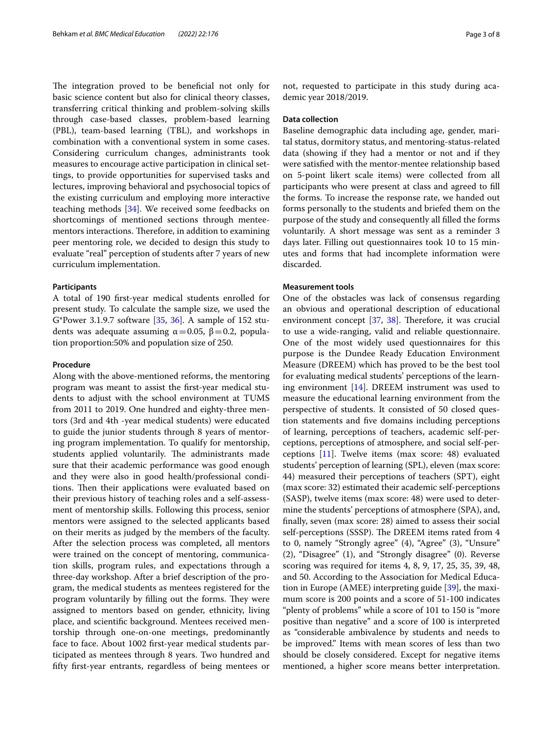The integration proved to be beneficial not only for basic science content but also for clinical theory classes, transferring critical thinking and problem-solving skills through case-based classes, problem-based learning (PBL), team-based learning (TBL), and workshops in combination with a conventional system in some cases. Considering curriculum changes, administrants took measures to encourage active participation in clinical settings, to provide opportunities for supervised tasks and lectures, improving behavioral and psychosocial topics of the existing curriculum and employing more interactive teaching methods [34]. We received some feedbacks on shortcomings of mentioned sections through mentee-mentors interactions. Therefore, in addition to examining peer mentoring role, we decided to design this study to evaluate "real" perception of students after 7 years of new curriculum implementation.

#### Participants

A total of 190 first-year medical students enrolled for present study. To calculate the sample size, we used the G*Power 3.1.9.7 software [35, 36]. A sample of 152 students was adequate assuming $\alpha = 0.05$, $\beta = 0.2$, population proportion:50% and population size of 250.

#### Procedure

Along with the above-mentioned reforms, the mentoring program was meant to assist the first-year medical students to adjust with the school environment at TUMS from 2011 to 2019. One hundred and eighty-three mentors (3rd and 4th -year medical students) were educated to guide the junior students through 8 years of mentoring program implementation. To qualify for mentorship, students applied voluntarily. The administrants made sure that their academic performance was good enough and they were also in good health/professional conditions. Then their applications were evaluated based on their previous history of teaching roles and a self-assessment of mentorship skills. Following this process, senior mentors were assigned to the selected applicants based on their merits as judged by the members of the faculty. After the selection process was completed, all mentors were trained on the concept of mentoring, communication skills, program rules, and expectations through a three-day workshop. After a brief description of the program, the medical students as mentees registered for the program voluntarily by filling out the forms. They were assigned to mentors based on gender, ethnicity, living place, and scientific background. Mentees received mentorship through one-on-one meetings, predominantly face to face. About 1002 first-year medical students participated as mentees through 8 years. Two hundred and fifty first-year entrants, regardless of being mentees or not, requested to participate in this study during academic year 2018/2019.

#### Data collection

Baseline demographic data including age, gender, marital status, dormitory status, and mentoring-status-related data (showing if they had a mentor or not and if they were satisfied with the mentor-mentee relationship based on 5-point likert scale items) were collected from all participants who were present at class and agreed to fill the forms. To increase the response rate, we handed out forms personally to the students and briefed them on the purpose of the study and consequently all filled the forms voluntarily. A short message was sent as a reminder 3 days later. Filling out questionnaires took 10 to 15 minutes and forms that had incomplete information were discarded.

#### Measurement tools

One of the obstacles was lack of consensus regarding an obvious and operational description of educational environment concept [37, 38]. Therefore, it was crucial to use a wide-ranging, valid and reliable questionnaire. One of the most widely used questionnaires for this purpose is the Dundee Ready Education Environment Measure (DREEM) which has proved to be the best tool for evaluating medical students' perceptions of the learning environment [14]. DREEM instrument was used to measure the educational learning environment from the perspective of students. It consisted of 50 closed question statements and five domains including perceptions of learning, perceptions of teachers, academic self-perceptions, perceptions of atmosphere, and social self-perceptions [11]. Twelve items (max score: 48) evaluated students' perception of learning (SPL), eleven (max score: 44) measured their perceptions of teachers (SPT), eight (max score: 32) estimated their academic self-perceptions (SASP), twelve items (max score: 48) were used to determine the students' perceptions of atmosphere (SPA), and, finally, seven (max score: 28) aimed to assess their social self-perceptions (SSSP). The DREEM items rated from 4 to 0, namely "Strongly agree" (4), "Agree" (3), "Unsure" (2), "Disagree" (1), and "Strongly disagree" (0). Reverse scoring was required for items 4, 8, 9, 17, 25, 35, 39, 48, and 50. According to the Association for Medical Education in Europe (AMEE) interpreting guide [39], the maximum score is 200 points and a score of 51-100 indicates "plenty of problems" while a score of 101 to 150 is "more positive than negative" and a score of 100 is interpreted as "considerable ambivalence by students and needs to be improved." Items with mean scores of less than two should be closely considered. Except for negative items mentioned, a higher score means better interpretation.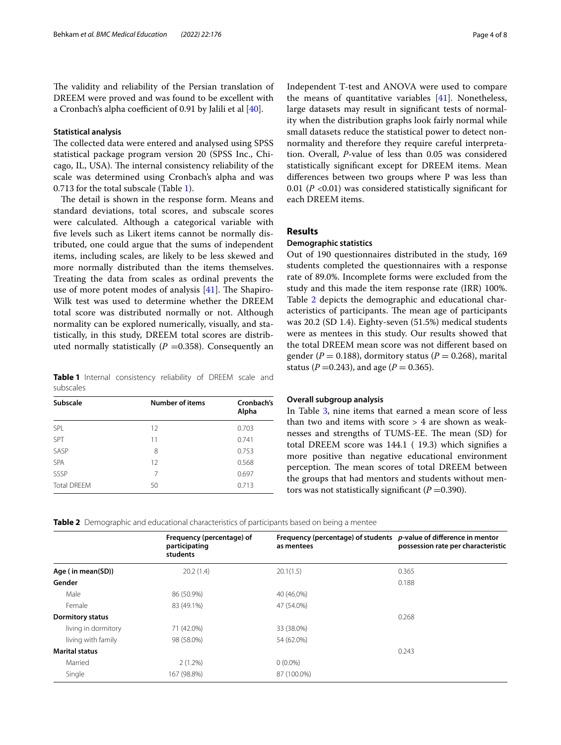The validity and reliability of the Persian translation of DREEM were proved and was found to be excellent with a Cronbach's alpha coefficient of 0.91 by Jalili et al [40].

### Statistical analysis

The collected data were entered and analysed using SPSS statistical package program version 20 (SPSS Inc., Chicago, IL, USA). The internal consistency reliability of the scale was determined using Cronbach's alpha and was 0.713 for the total subscale (Table 1).

The detail is shown in the response form. Means and standard deviations, total scores, and subscale scores were calculated. Although a categorical variable with five levels such as Likert items cannot be normally distributed, one could argue that the sums of independent items, including scales, are likely to be less skewed and more normally distributed than the items themselves. Treating the data from scales as ordinal prevents the use of more potent modes of analysis [41]. The Shapiro-Wilk test was used to determine whether the DREEM total score was distributed normally or not. Although normality can be explored numerically, visually, and statistically, in this study, DREEM total scores are distributed normally statistically ($P = 0.358$). Consequently an Independent T-test and ANOVA were used to compare the means of quantitative variables [41]. Nonetheless, large datasets may result in significant tests of normality when the distribution graphs look fairly normal while small datasets reduce the statistical power to detect non-normality and therefore they require careful interpretation. Overall, *P*-value of less than 0.05 was considered statistically significant except for DREEM items. Mean differences between two groups where P was less than 0.01 ($P < 0.01$) was considered statistically significant for each DREEM items.

**Table 1** Internal consistency reliability of DREEM scale and subscales

| Subscale | Number of items | Cronbach's Alpha |
|---|---|---|
| SPL | 12 | 0.703 |
| SPT | 11 | 0.741 |
| SASP | 8 | 0.753 |
| SPA | 12 | 0.568 |
| SSSP | 7 | 0.697 |
| Total DREEM | 50 | 0.713 |

## Results

### Demographic statistics

Out of 190 questionnaires distributed in the study, 169 students completed the questionnaires with a response rate of 89.0%. Incomplete forms were excluded from the study and this made the item response rate (IRR) 100%. Table 2 depicts the demographic and educational characteristics of participants. The mean age of participants was 20.2 (SD 1.4). Eighty-seven (51.5%) medical students were as mentees in this study. Our results showed that the total DREEM mean score was not different based on gender ($P = 0.188$), dormitory status ($P = 0.268$), marital status ($P = 0.243$), and age ($P = 0.365$).

### Overall subgroup analysis

In Table 3, nine items that earned a mean score of less than two and items with score > 4 are shown as weaknesses and strengths of TUMS-EE. The mean (SD) for total DREEM score was 144.1 ( 19.3) which signifies a more positive than negative educational environment perception. The mean scores of total DREEM between the groups that had mentors and students without mentors was not statistically significant ($P = 0.390$).

**Table 2** Demographic and educational characteristics of participants based on being a mentee

| | Frequency (percentage) of participating students | Frequency (percentage) of students as mentees | *p*-value of difference in mentor possession rate per characteristic |
|---|---|---|---|
| **Age ( in mean(SD))** | 20.2 (1.4) | 20.1(1.5) | 0.365 |
| **Gender** | | | 0.188 |
| Male | 86 (50.9%) | 40 (46.0%) | |
| Female | 83 (49.1%) | 47 (54.0%) | |
| **Dormitory status** | | | 0.268 |
| living in dormitory | 71 (42.0%) | 33 (38.0%) | |
| living with family | 98 (58.0%) | 54 (62.0%) | |
| **Marital status** | | | 0.243 |
| Married | 2 (1.2%) | 0 (0.0%) | |
| Single | 167 (98.8%) | 87 (100.0%) | |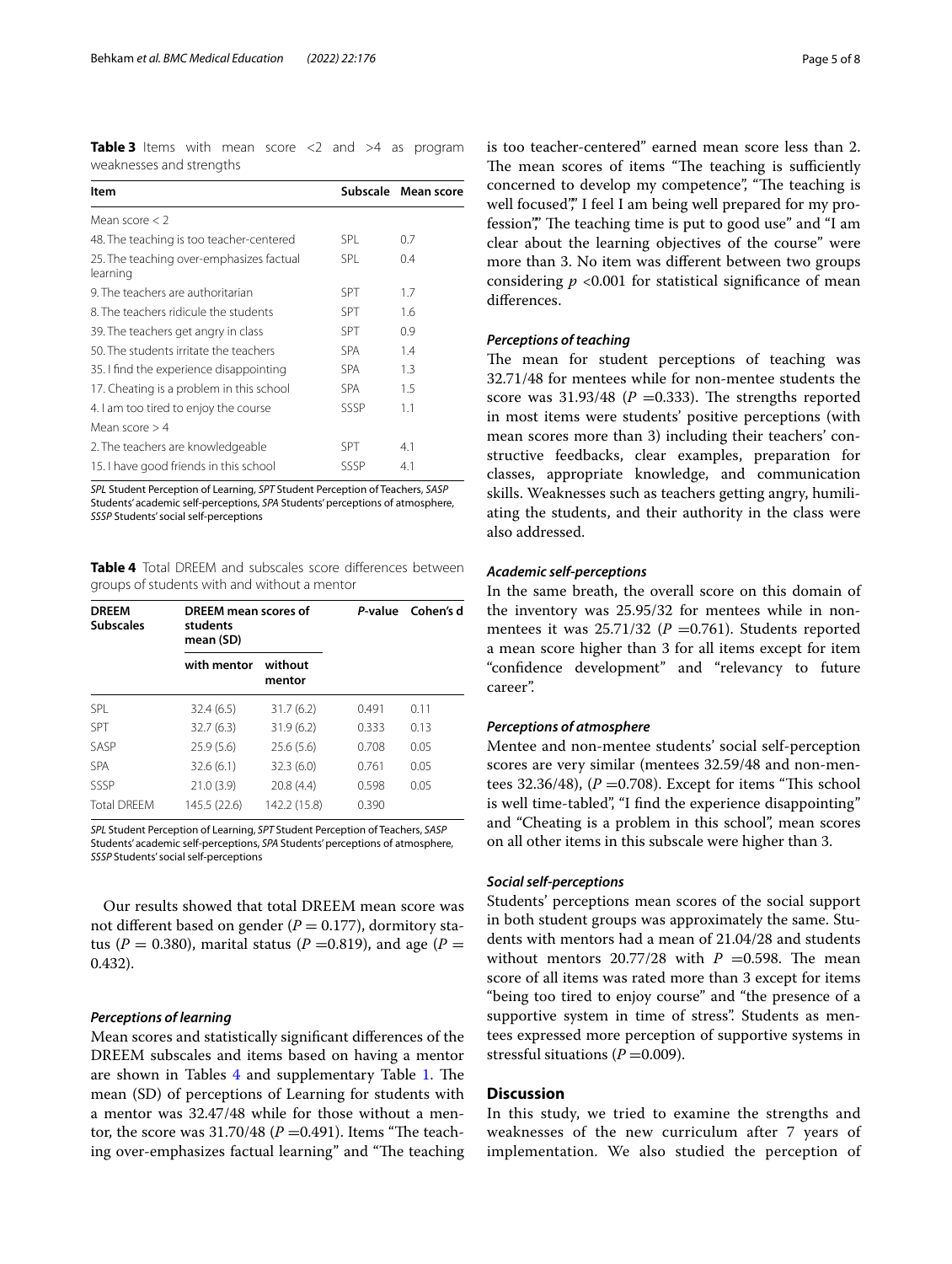**Table 3** Items with mean score <2 and >4 as program weaknesses and strengths

| Item | Subscale | Mean score |
|---|---|---|
| Mean score < 2 | | |
| 48. The teaching is too teacher-centered | SPL | 0.7 |
| 25. The teaching over-emphasizes factual learning | SPL | 0.4 |
| 9. The teachers are authoritarian | SPT | 1.7 |
| 8. The teachers ridicule the students | SPT | 1.6 |
| 39. The teachers get angry in class | SPT | 0.9 |
| 50. The students irritate the teachers | SPA | 1.4 |
| 35. I find the experience disappointing | SPA | 1.3 |
| 17. Cheating is a problem in this school | SPA | 1.5 |
| 4. I am too tired to enjoy the course | SSSP | 1.1 |
| Mean score > 4 | | |
| 2. The teachers are knowledgeable | SPT | 4.1 |
| 15. I have good friends in this school | SSSP | 4.1 |

*SPL* Student Perception of Learning, *SPT* Student Perception of Teachers, *SASP* Students' academic self-perceptions, *SPA* Students' perceptions of atmosphere, *SSSP* Students' social self-perceptions

**Table 4** Total DREEM and subscales score differences between groups of students with and without a mentor

| DREEM Subscales | DREEM mean scores of students mean (SD) | | *P*-value | Cohen's d |
|---|---|---|---|---|
| | with mentor | without mentor | | |
| SPL | 32.4 (6.5) | 31.7 (6.2) | 0.491 | 0.11 |
| SPT | 32.7 (6.3) | 31.9 (6.2) | 0.333 | 0.13 |
| SASP | 25.9 (5.6) | 25.6 (5.6) | 0.708 | 0.05 |
| SPA | 32.6 (6.1) | 32.3 (6.0) | 0.761 | 0.05 |
| SSSP | 21.0 (3.9) | 20.8 (4.4) | 0.598 | 0.05 |
| Total DREEM | 145.5 (22.6) | 142.2 (15.8) | 0.390 | |

*SPL* Student Perception of Learning, *SPT* Student Perception of Teachers, *SASP* Students' academic self-perceptions, *SPA* Students' perceptions of atmosphere, *SSSP* Students' social self-perceptions

Our results showed that total DREEM mean score was not different based on gender ($P = 0.177$), dormitory status ($P = 0.380$), marital status ($P = 0.819$), and age ($P = 0.432$).

### *Perceptions of learning*

Mean scores and statistically significant differences of the DREEM subscales and items based on having a mentor are shown in Tables 4 and supplementary Table 1. The mean (SD) of perceptions of Learning for students with a mentor was 32.47/48 while for those without a mentor, the score was 31.70/48 ($P = 0.491$). Items "The teaching over-emphasizes factual learning" and "The teaching is too teacher-centered" earned mean score less than 2. The mean scores of items "The teaching is sufficiently concerned to develop my competence", "The teaching is well focused"," I feel I am being well prepared for my profession"," The teaching time is put to good use" and "I am clear about the learning objectives of the course" were more than 3. No item was different between two groups considering $p < 0.001$ for statistical significance of mean differences.

### *Perceptions of teaching*

The mean for student perceptions of teaching was 32.71/48 for mentees while for non-mentee students the score was 31.93/48 ($P = 0.333$). The strengths reported in most items were students' positive perceptions (with mean scores more than 3) including their teachers' constructive feedbacks, clear examples, preparation for classes, appropriate knowledge, and communication skills. Weaknesses such as teachers getting angry, humiliating the students, and their authority in the class were also addressed.

### *Academic self-perceptions*

In the same breath, the overall score on this domain of the inventory was 25.95/32 for mentees while in non-mentees it was 25.71/32 ($P = 0.761$). Students reported a mean score higher than 3 for all items except for item "confidence development" and "relevancy to future career".

### *Perceptions of atmosphere*

Mentee and non-mentee students' social self-perception scores are very similar (mentees 32.59/48 and non-mentees 32.36/48), ($P = 0.708$). Except for items "This school is well time-tabled", "I find the experience disappointing" and "Cheating is a problem in this school", mean scores on all other items in this subscale were higher than 3.

### *Social self-perceptions*

Students' perceptions mean scores of the social support in both student groups was approximately the same. Students with mentors had a mean of 21.04/28 and students without mentors 20.77/28 with $P = 0.598$. The mean score of all items was rated more than 3 except for items "being too tired to enjoy course" and "the presence of a supportive system in time of stress". Students as mentees expressed more perception of supportive systems in stressful situations ($P = 0.009$).

## Discussion

In this study, we tried to examine the strengths and weaknesses of the new curriculum after 7 years of implementation. We also studied the perception of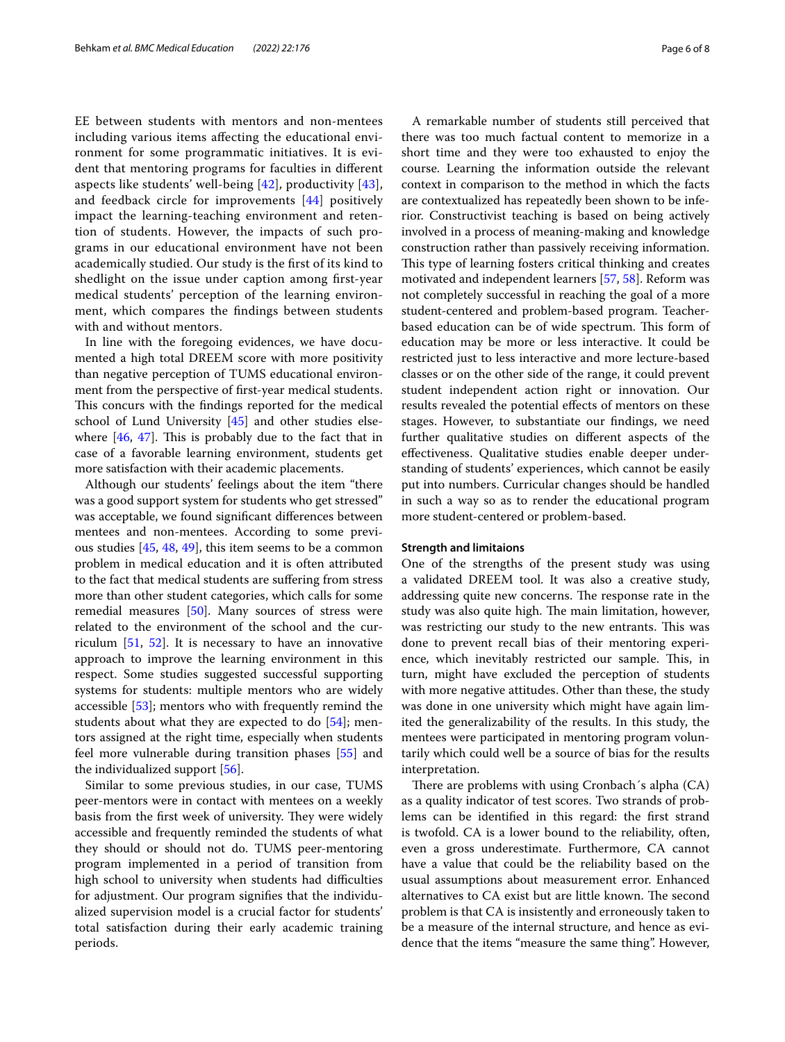EE between students with mentors and non-mentees including various items affecting the educational environment for some programmatic initiatives. It is evident that mentoring programs for faculties in different aspects like students' well-being [42], productivity [43], and feedback circle for improvements [44] positively impact the learning-teaching environment and retention of students. However, the impacts of such programs in our educational environment have not been academically studied. Our study is the first of its kind to shedlight on the issue under caption among first-year medical students' perception of the learning environment, which compares the findings between students with and without mentors.

In line with the foregoing evidences, we have documented a high total DREEM score with more positivity than negative perception of TUMS educational environment from the perspective of first-year medical students. This concurs with the findings reported for the medical school of Lund University [45] and other studies elsewhere [46, 47]. This is probably due to the fact that in case of a favorable learning environment, students get more satisfaction with their academic placements.

Although our students' feelings about the item "there was a good support system for students who get stressed" was acceptable, we found significant differences between mentees and non-mentees. According to some previous studies [45, 48, 49], this item seems to be a common problem in medical education and it is often attributed to the fact that medical students are suffering from stress more than other student categories, which calls for some remedial measures [50]. Many sources of stress were related to the environment of the school and the curriculum [51, 52]. It is necessary to have an innovative approach to improve the learning environment in this respect. Some studies suggested successful supporting systems for students: multiple mentors who are widely accessible [53]; mentors who with frequently remind the students about what they are expected to do [54]; mentors assigned at the right time, especially when students feel more vulnerable during transition phases [55] and the individualized support [56].

Similar to some previous studies, in our case, TUMS peer-mentors were in contact with mentees on a weekly basis from the first week of university. They were widely accessible and frequently reminded the students of what they should or should not do. TUMS peer-mentoring program implemented in a period of transition from high school to university when students had difficulties for adjustment. Our program signifies that the individualized supervision model is a crucial factor for students' total satisfaction during their early academic training periods.

A remarkable number of students still perceived that there was too much factual content to memorize in a short time and they were too exhausted to enjoy the course. Learning the information outside the relevant context in comparison to the method in which the facts are contextualized has repeatedly been shown to be inferior. Constructivist teaching is based on being actively involved in a process of meaning-making and knowledge construction rather than passively receiving information. This type of learning fosters critical thinking and creates motivated and independent learners [57, 58]. Reform was not completely successful in reaching the goal of a more student-centered and problem-based program. Teacher-based education can be of wide spectrum. This form of education may be more or less interactive. It could be restricted just to less interactive and more lecture-based classes or on the other side of the range, it could prevent student independent action right or innovation. Our results revealed the potential effects of mentors on these stages. However, to substantiate our findings, we need further qualitative studies on different aspects of the effectiveness. Qualitative studies enable deeper understanding of students' experiences, which cannot be easily put into numbers. Curricular changes should be handled in such a way so as to render the educational program more student-centered or problem-based.

### Strength and limitaions

One of the strengths of the present study was using a validated DREEM tool. It was also a creative study, addressing quite new concerns. The response rate in the study was also quite high. The main limitation, however, was restricting our study to the new entrants. This was done to prevent recall bias of their mentoring experience, which inevitably restricted our sample. This, in turn, might have excluded the perception of students with more negative attitudes. Other than these, the study was done in one university which might have again limited the generalizability of the results. In this study, the mentees were participated in mentoring program voluntarily which could well be a source of bias for the results interpretation.

There are problems with using Cronbach´s alpha (CA) as a quality indicator of test scores. Two strands of problems can be identified in this regard: the first strand is twofold. CA is a lower bound to the reliability, often, even a gross underestimate. Furthermore, CA cannot have a value that could be the reliability based on the usual assumptions about measurement error. Enhanced alternatives to CA exist but are little known. The second problem is that CA is insistently and erroneously taken to be a measure of the internal structure, and hence as evidence that the items "measure the same thing". However,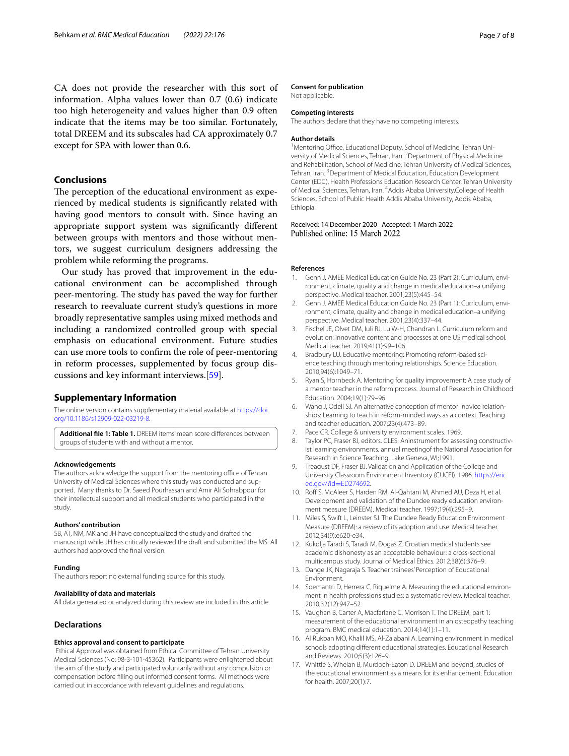CA does not provide the researcher with this sort of information. Alpha values lower than 0.7 (0.6) indicate too high heterogeneity and values higher than 0.9 often indicate that the items may be too similar. Fortunately, total DREEM and its subscales had CA approximately 0.7 except for SPA with lower than 0.6.

## Conclusions

The perception of the educational environment as experienced by medical students is significantly related with having good mentors to consult with. Since having an appropriate support system was significantly different between groups with mentors and those without mentors, we suggest curriculum designers addressing the problem while reforming the programs.

Our study has proved that improvement in the educational environment can be accomplished through peer-mentoring. The study has paved the way for further research to reevaluate current study's questions in more broadly representative samples using mixed methods and including a randomized controlled group with special emphasis on educational environment. Future studies can use more tools to confirm the role of peer-mentoring in reform processes, supplemented by focus group discussions and key informant interviews.[59].

## Supplementary Information

The online version contains supplementary material available at https://doi.org/10.1186/s12909-022-03219-8.

**Additional file 1: Table 1.** DREEM items' mean score differences between groups of students with and without a mentor.

#### Acknowledgements

The authors acknowledge the support from the mentoring office of Tehran University of Medical Sciences where this study was conducted and supported. Many thanks to Dr. Saeed Pourhassan and Amir Ali Sohrabpour for their intellectual support and all medical students who participated in the study.

#### Authors' contribution

SB, AT, NM, MK and JH have conceptualized the study and drafted the manuscript while JH has critically reviewed the draft and submitted the MS. All authors had approved the final version.

#### Funding

The authors report no external funding source for this study.

#### Availability of data and materials

All data generated or analyzed during this review are included in this article.

### Declarations

#### Ethics approval and consent to participate

Ethical Approval was obtained from Ethical Committee of Tehran University Medical Sciences (No: 98-3-101-45362). Participants were enlightened about the aim of the study and participated voluntarily without any compulsion or compensation before filling out informed consent forms. All methods were carried out in accordance with relevant guidelines and regulations.

#### Consent for publication

Not applicable.

#### Competing interests

The authors declare that they have no competing interests.

#### Author details

[1]Mentoring Office, Educational Deputy, School of Medicine, Tehran University of Medical Sciences, Tehran, Iran. [2]Department of Physical Medicine and Rehabilitation, School of Medicine, Tehran University of Medical Sciences, Tehran, Iran. [3]Department of Medical Education, Education Development Center (EDC), Health Professions Education Research Center, Tehran University of Medical Sciences, Tehran, Iran. [4]Addis Ababa University,College of Health Sciences, School of Public Health Addis Ababa University, Addis Ababa, Ethiopia.

Received: 14 December 2020 Accepted: 1 March 2022
Published online: 15 March 2022

#### References

1. Genn J. AMEE Medical Education Guide No. 23 (Part 2): Curriculum, environment, climate, quality and change in medical education–a unifying perspective. Medical teacher. 2001;23(5):445–54.
2. Genn J. AMEE Medical Education Guide No. 23 (Part 1): Curriculum, environment, climate, quality and change in medical education–a unifying perspective. Medical teacher. 2001;23(4):337–44.
3. Fischel JE, Olvet DM, Iuli RJ, Lu W-H, Chandran L. Curriculum reform and evolution: innovative content and processes at one US medical school. Medical teacher. 2019;41(1):99–106.
4. Bradbury LU. Educative mentoring: Promoting reform-based science teaching through mentoring relationships. Science Education. 2010;94(6):1049–71.
5. Ryan S, Hornbeck A. Mentoring for quality improvement: A case study of a mentor teacher in the reform process. Journal of Research in Childhood Education. 2004;19(1):79–96.
6. Wang J, Odell SJ. An alternative conception of mentor–novice relationships: Learning to teach in reform-minded ways as a context. Teaching and teacher education. 2007;23(4):473–89.
7. Pace CR. College & university environment scales. 1969.
8. Taylor PC, Fraser BJ, editors. CLES: Aninstrument for assessing constructivist learning environments. annual meetingof the National Association for Research in Science Teaching, Lake Geneva, WI;1991.
9. Treagust DF, Fraser BJ. Validation and Application of the College and University Classroom Environment Inventory (CUCEI). 1986. https://eric.ed.gov/?id=ED274692.
10. Roff S, McAleer S, Harden RM, Al-Qahtani M, Ahmed AU, Deza H, et al. Development and validation of the Dundee ready education environment measure (DREEM). Medical teacher. 1997;19(4):295–9.
11. Miles S, Swift L, Leinster SJ. The Dundee Ready Education Environment Measure (DREEM): a review of its adoption and use. Medical teacher. 2012;34(9):e620-e34.
12. Kukolja Taradi S, Taradi M, Đogaš Z. Croatian medical students see academic dishonesty as an acceptable behaviour: a cross-sectional multicampus study. Journal of Medical Ethics. 2012;38(6):376–9.
13. Dange JK, Nagaraja S. Teacher trainees' Perception of Educational Environment.
14. Soemantri D, Herrera C, Riquelme A. Measuring the educational environment in health professions studies: a systematic review. Medical teacher. 2010;32(12):947–52.
15. Vaughan B, Carter A, Macfarlane C, Morrison T. The DREEM, part 1: measurement of the educational environment in an osteopathy teaching program. BMC medical education. 2014;14(1):1–11.
16. Al Rukban MO, Khalil MS, Al-Zalabani A. Learning environment in medical schools adopting different educational strategies. Educational Research and Reviews. 2010;5(3):126–9.
17. Whittle S, Whelan B, Murdoch-Eaton D. DREEM and beyond; studies of the educational environment as a means for its enhancement. Education for health. 2007;20(1):7.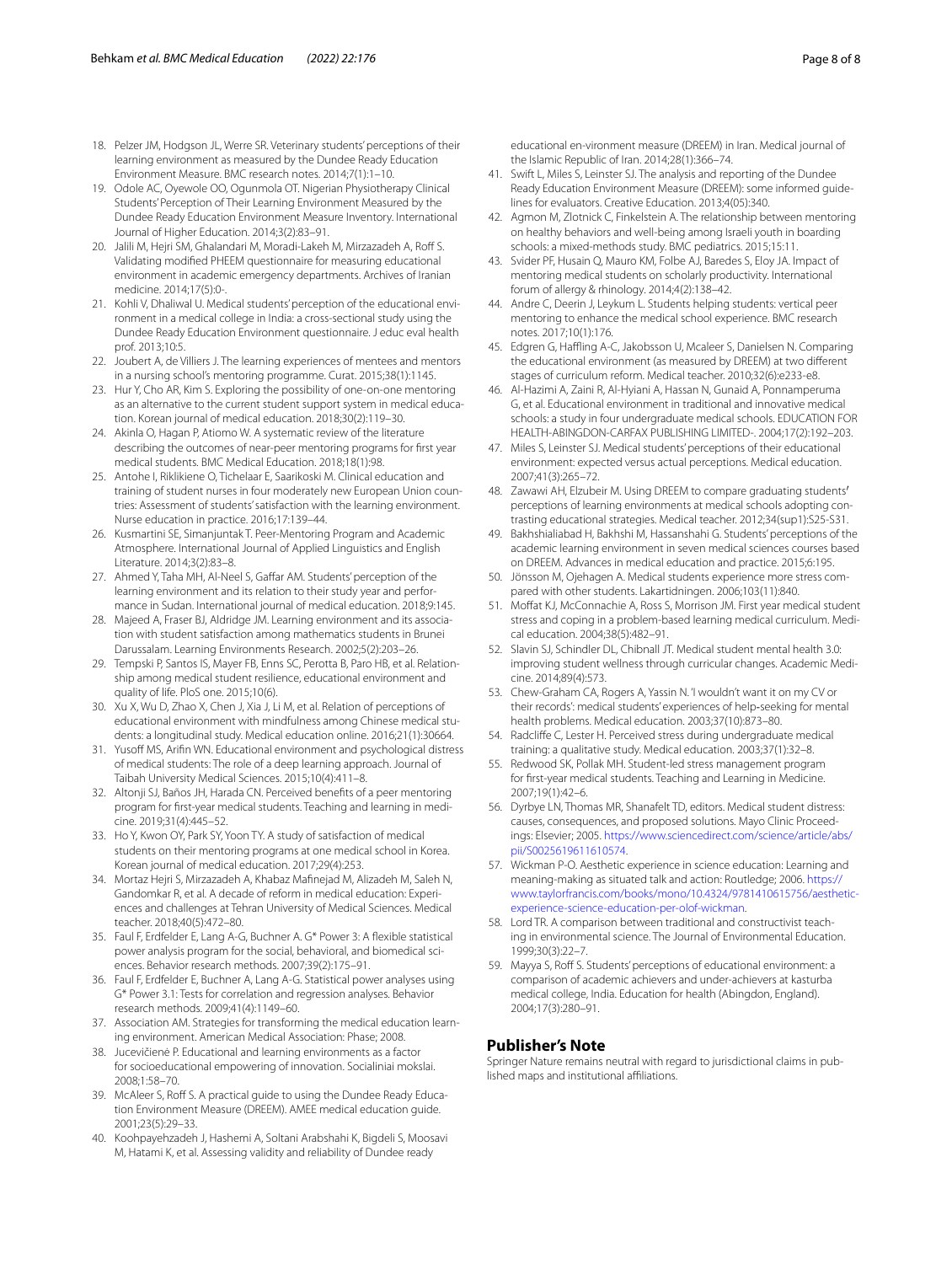18. Pelzer JM, Hodgson JL, Werre SR. Veterinary students' perceptions of their learning environment as measured by the Dundee Ready Education Environment Measure. BMC research notes. 2014;7(1):1–10.
19. Odole AC, Oyewole OO, Ogunmola OT. Nigerian Physiotherapy Clinical Students' Perception of Their Learning Environment Measured by the Dundee Ready Education Environment Measure Inventory. International Journal of Higher Education. 2014;3(2):83–91.
20. Jalili M, Hejri SM, Ghalandari M, Moradi-Lakeh M, Mirzazadeh A, Roff S. Validating modified PHEEM questionnaire for measuring educational environment in academic emergency departments. Archives of Iranian medicine. 2014;17(5):0-.
21. Kohli V, Dhaliwal U. Medical students' perception of the educational environment in a medical college in India: a cross-sectional study using the Dundee Ready Education Environment questionnaire. J educ eval health prof. 2013;10:5.
22. Joubert A, de Villiers J. The learning experiences of mentees and mentors in a nursing school's mentoring programme. Curat. 2015;38(1):1145.
23. Hur Y, Cho AR, Kim S. Exploring the possibility of one-on-one mentoring as an alternative to the current student support system in medical education. Korean journal of medical education. 2018;30(2):119–30.
24. Akinla O, Hagan P, Atiomo W. A systematic review of the literature describing the outcomes of near-peer mentoring programs for first year medical students. BMC Medical Education. 2018;18(1):98.
25. Antohe I, Riklikiene O, Tichelaar E, Saarikoski M. Clinical education and training of student nurses in four moderately new European Union countries: Assessment of students' satisfaction with the learning environment. Nurse education in practice. 2016;17:139–44.
26. Kusmartini SE, Simanjuntak T. Peer-Mentoring Program and Academic Atmosphere. International Journal of Applied Linguistics and English Literature. 2014;3(2):83–8.
27. Ahmed Y, Taha MH, Al-Neel S, Gaffar AM. Students' perception of the learning environment and its relation to their study year and performance in Sudan. International journal of medical education. 2018;9:145.
28. Majeed A, Fraser BJ, Aldridge JM. Learning environment and its association with student satisfaction among mathematics students in Brunei Darussalam. Learning Environments Research. 2002;5(2):203–26.
29. Tempski P, Santos IS, Mayer FB, Enns SC, Perotta B, Paro HB, et al. Relationship among medical student resilience, educational environment and quality of life. PloS one. 2015;10(6).
30. Xu X, Wu D, Zhao X, Chen J, Xia J, Li M, et al. Relation of perceptions of educational environment with mindfulness among Chinese medical students: a longitudinal study. Medical education online. 2016;21(1):30664.
31. Yusoff MS, Arifin WN. Educational environment and psychological distress of medical students: The role of a deep learning approach. Journal of Taibah University Medical Sciences. 2015;10(4):411–8.
32. Altonji SJ, Baños JH, Harada CN. Perceived benefits of a peer mentoring program for first-year medical students. Teaching and learning in medicine. 2019;31(4):445–52.
33. Ho Y, Kwon OY, Park SY, Yoon TY. A study of satisfaction of medical students on their mentoring programs at one medical school in Korea. Korean journal of medical education. 2017;29(4):253.
34. Mortaz Hejri S, Mirzazadeh A, Khabaz Mafinejad M, Alizadeh M, Saleh N, Gandomkar R, et al. A decade of reform in medical education: Experiences and challenges at Tehran University of Medical Sciences. Medical teacher. 2018;40(5):472–80.
35. Faul F, Erdfelder E, Lang A-G, Buchner A. G* Power 3: A flexible statistical power analysis program for the social, behavioral, and biomedical sciences. Behavior research methods. 2007;39(2):175–91.
36. Faul F, Erdfelder E, Buchner A, Lang A-G. Statistical power analyses using G* Power 3.1: Tests for correlation and regression analyses. Behavior research methods. 2009;41(4):1149–60.
37. Association AM. Strategies for transforming the medical education learning environment. American Medical Association: Phase; 2008.
38. Jucevičienė P. Educational and learning environments as a factor for socioeducational empowering of innovation. Socialiniai mokslai. 2008;1:58–70.
39. McAleer S, Roff S. A practical guide to using the Dundee Ready Education Environment Measure (DREEM). AMEE medical education guide. 2001;23(5):29–33.
40. Koohpayehzadeh J, Hashemi A, Soltani Arabshahi K, Bigdeli S, Moosavi M, Hatami K, et al. Assessing validity and reliability of Dundee ready educational en-vironment measure (DREEM) in Iran. Medical journal of the Islamic Republic of Iran. 2014;28(1):366–74.
41. Swift L, Miles S, Leinster SJ. The analysis and reporting of the Dundee Ready Education Environment Measure (DREEM): some informed guidelines for evaluators. Creative Education. 2013;4(05):340.
42. Agmon M, Zlotnick C, Finkelstein A. The relationship between mentoring on healthy behaviors and well-being among Israeli youth in boarding schools: a mixed-methods study. BMC pediatrics. 2015;15:11.
43. Svider PF, Husain Q, Mauro KM, Folbe AJ, Baredes S, Eloy JA. Impact of mentoring medical students on scholarly productivity. International forum of allergy & rhinology. 2014;4(2):138–42.
44. Andre C, Deerin J, Leykum L. Students helping students: vertical peer mentoring to enhance the medical school experience. BMC research notes. 2017;10(1):176.
45. Edgren G, Haffling A-C, Jakobsson U, Mcaleer S, Danielsen N. Comparing the educational environment (as measured by DREEM) at two different stages of curriculum reform. Medical teacher. 2010;32(6):e233-e8.
46. Al-Hazimi A, Zaini R, Al-Hyiani A, Hassan N, Gunaid A, Ponnamperuma G, et al. Educational environment in traditional and innovative medical schools: a study in four undergraduate medical schools. EDUCATION FOR HEALTH-ABINGDON-CARFAX PUBLISHING LIMITED-. 2004;17(2):192–203.
47. Miles S, Leinster SJ. Medical students' perceptions of their educational environment: expected versus actual perceptions. Medical education. 2007;41(3):265–72.
48. Zawawi AH, Elzubeir M. Using DREEM to compare graduating students′ perceptions of learning environments at medical schools adopting contrasting educational strategies. Medical teacher. 2012;34(sup1):S25-S31.
49. Bakhshialiabad H, Bakhshi M, Hassanshahi G. Students' perceptions of the academic learning environment in seven medical sciences courses based on DREEM. Advances in medical education and practice. 2015;6:195.
50. Jönsson M, Ojehagen A. Medical students experience more stress compared with other students. Lakartidningen. 2006;103(11):840.
51. Moffat KJ, McConnachie A, Ross S, Morrison JM. First year medical student stress and coping in a problem-based learning medical curriculum. Medical education. 2004;38(5):482–91.
52. Slavin SJ, Schindler DL, Chibnall JT. Medical student mental health 3.0: improving student wellness through curricular changes. Academic Medicine. 2014;89(4):573.
53. Chew-Graham CA, Rogers A, Yassin N. 'I wouldn't want it on my CV or their records': medical students' experiences of help-seeking for mental health problems. Medical education. 2003;37(10):873–80.
54. Radcliffe C, Lester H. Perceived stress during undergraduate medical training: a qualitative study. Medical education. 2003;37(1):32–8.
55. Redwood SK, Pollak MH. Student-led stress management program for first-year medical students. Teaching and Learning in Medicine. 2007;19(1):42–6.
56. Dyrbye LN, Thomas MR, Shanafelt TD, editors. Medical student distress: causes, consequences, and proposed solutions. Mayo Clinic Proceedings: Elsevier; 2005. https://www.sciencedirect.com/science/article/abs/pii/S0025619611610574.
57. Wickman P-O. Aesthetic experience in science education: Learning and meaning-making as situated talk and action: Routledge; 2006. https://www.taylorfrancis.com/books/mono/10.4324/9781410615756/aesthetic-experience-science-education-per-olof-wickman.
58. Lord TR. A comparison between traditional and constructivist teaching in environmental science. The Journal of Environmental Education. 1999;30(3):22–7.
59. Mayya S, Roff S. Students' perceptions of educational environment: a comparison of academic achievers and under-achievers at kasturba medical college, India. Education for health (Abingdon, England). 2004;17(3):280–91.

## Publisher's Note

Springer Nature remains neutral with regard to jurisdictional claims in published maps and institutional affiliations.